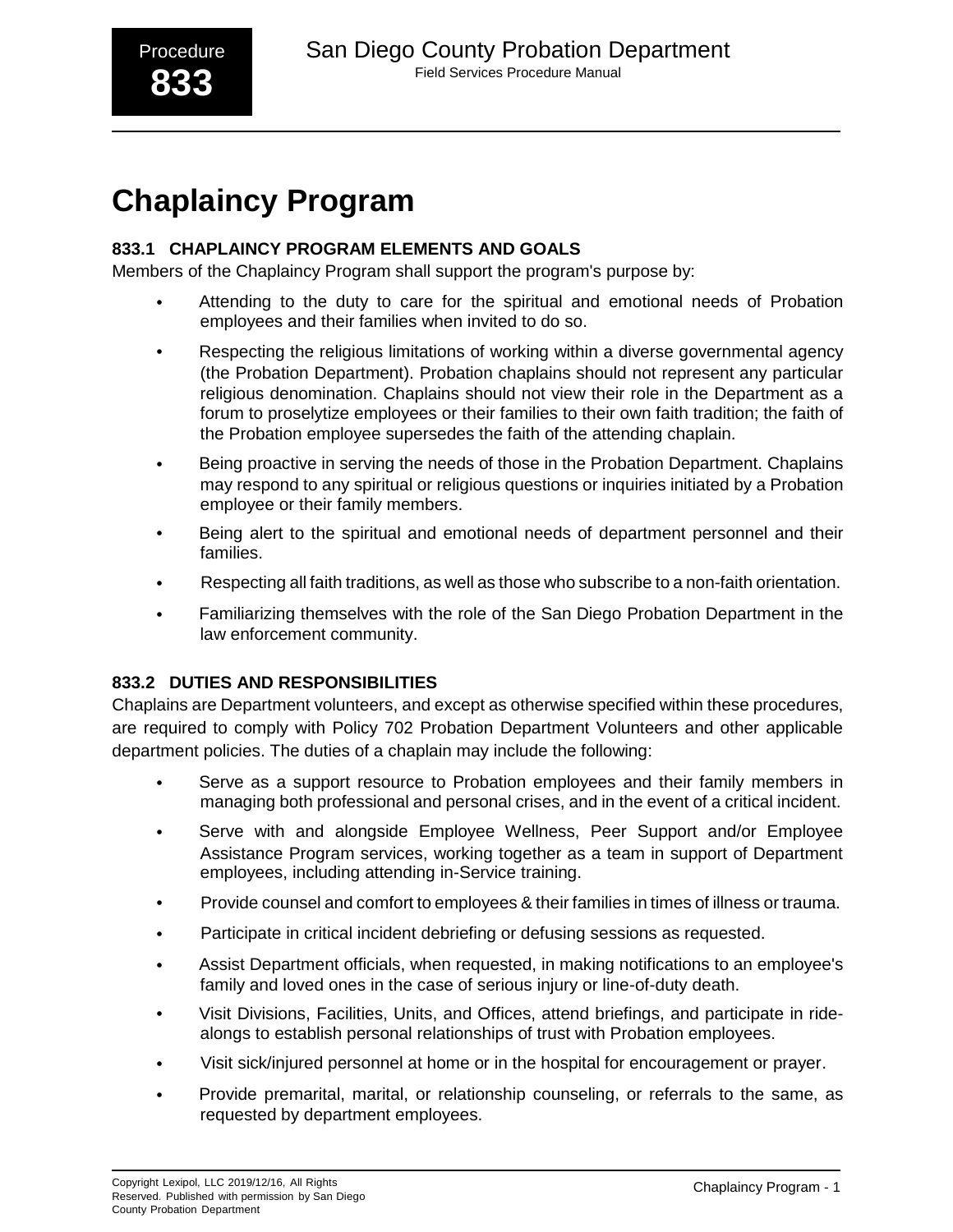# Chaplaincy Program

## 833.1 CHAPLAINCY PROGRAM ELEMENTS AND GOALS

Members of the Chaplaincy Program shall support the program's purpose by:

- Attending to the duty to care for the spiritual and emotional needs of Probation employees and their families when invited to do so.
- Respecting the religious limitations of working within a diverse governmental agency (the Probation Department). Probation chaplains should not represent any particular religious denomination. Chaplains should not view their role in the Department as a forum to proselytize employees or their families to their own faith tradition; the faith of the Probation employee supersedes the faith of the attending chaplain.
- Being proactive in serving the needs of those in the Probation Department. Chaplains may respond to any spiritual or religious questions or inquiries initiated by a Probation employee or their family members.
- Being alert to the spiritual and emotional needs of department personnel and their families.
- Respecting all faith traditions, as well as those who subscribe to a non-faith orientation.
- Familiarizing themselves with the role of the San Diego Probation Department in the law enforcement community.

## 833.2 DUTIES AND RESPONSIBILITIES

Chaplains are Department volunteers, and except as otherwise specified within these procedures, are required to comply with Policy 702 Probation Department Volunteers and other applicable department policies. The duties of a chaplain may include the following:

- Serve as a support resource to Probation employees and their family members in managing both professional and personal crises, and in the event of a critical incident.
- Serve with and alongside Employee Wellness, Peer Support and/or Employee Assistance Program services, working together as a team in support of Department employees, including attending in-Service training.
- Provide counsel and comfort to employees & their families in times of illness or trauma.
- Participate in critical incident debriefing or defusing sessions as requested.
- Assist Department officials, when requested, in making notifications to an employee's family and loved ones in the case of serious injury or line-of-duty death.
- Visit Divisions, Facilities, Units, and Offices, attend briefings, and participate in ride-alongs to establish personal relationships of trust with Probation employees.
- Visit sick/injured personnel at home or in the hospital for encouragement or prayer.
- Provide premarital, marital, or relationship counseling, or referrals to the same, as requested by department employees.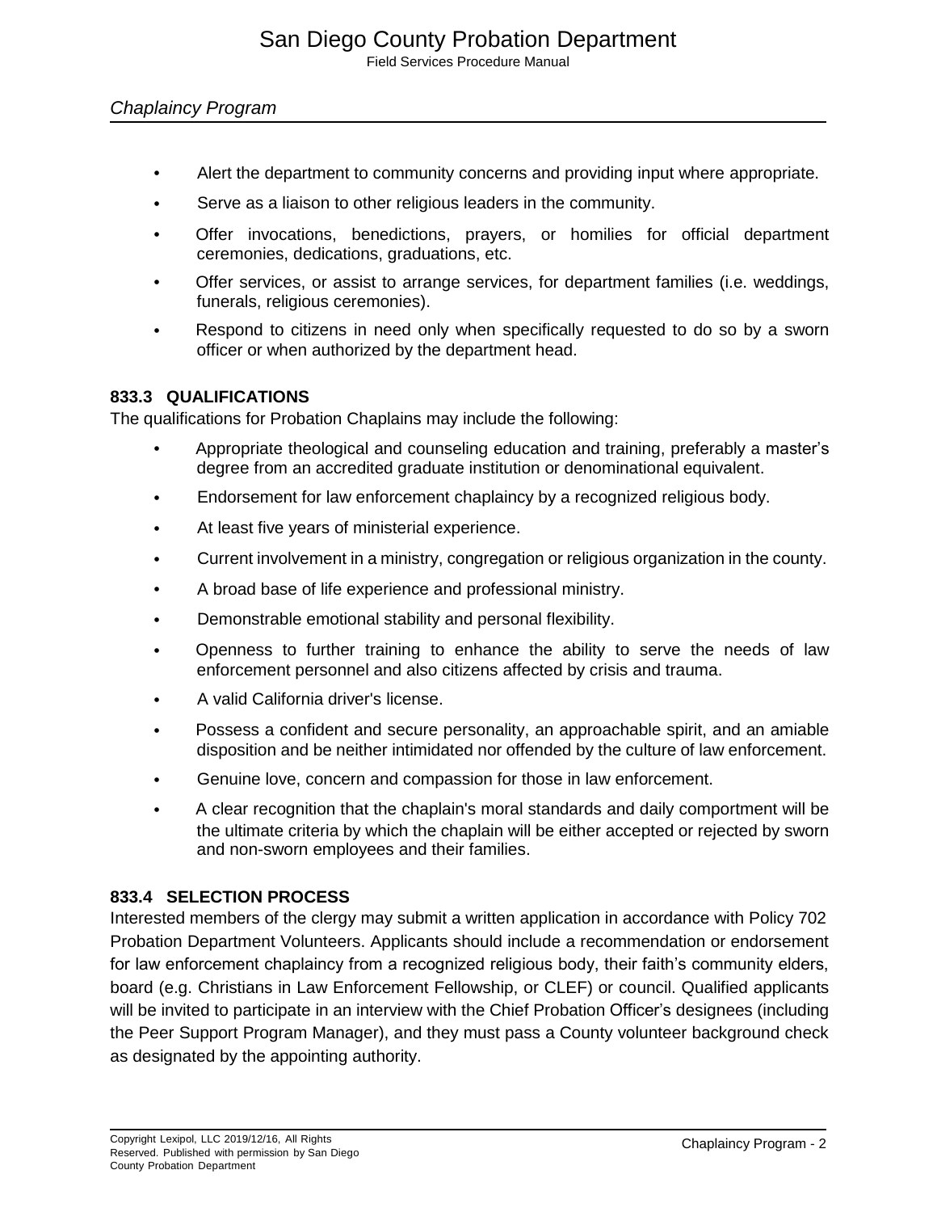- Alert the department to community concerns and providing input where appropriate.
- Serve as a liaison to other religious leaders in the community.
- Offer invocations, benedictions, prayers, or homilies for official department ceremonies, dedications, graduations, etc.
- Offer services, or assist to arrange services, for department families (i.e. weddings, funerals, religious ceremonies).
- Respond to citizens in need only when specifically requested to do so by a sworn officer or when authorized by the department head.

### 833.3 QUALIFICATIONS

The qualifications for Probation Chaplains may include the following:

- Appropriate theological and counseling education and training, preferably a master's degree from an accredited graduate institution or denominational equivalent.
- Endorsement for law enforcement chaplaincy by a recognized religious body.
- At least five years of ministerial experience.
- Current involvement in a ministry, congregation or religious organization in the county.
- A broad base of life experience and professional ministry.
- Demonstrable emotional stability and personal flexibility.
- Openness to further training to enhance the ability to serve the needs of law enforcement personnel and also citizens affected by crisis and trauma.
- A valid California driver's license.
- Possess a confident and secure personality, an approachable spirit, and an amiable disposition and be neither intimidated nor offended by the culture of law enforcement.
- Genuine love, concern and compassion for those in law enforcement.
- A clear recognition that the chaplain's moral standards and daily comportment will be the ultimate criteria by which the chaplain will be either accepted or rejected by sworn and non-sworn employees and their families.

### 833.4 SELECTION PROCESS

Interested members of the clergy may submit a written application in accordance with Policy 702 Probation Department Volunteers. Applicants should include a recommendation or endorsement for law enforcement chaplaincy from a recognized religious body, their faith's community elders, board (e.g. Christians in Law Enforcement Fellowship, or CLEF) or council. Qualified applicants will be invited to participate in an interview with the Chief Probation Officer's designees (including the Peer Support Program Manager), and they must pass a County volunteer background check as designated by the appointing authority.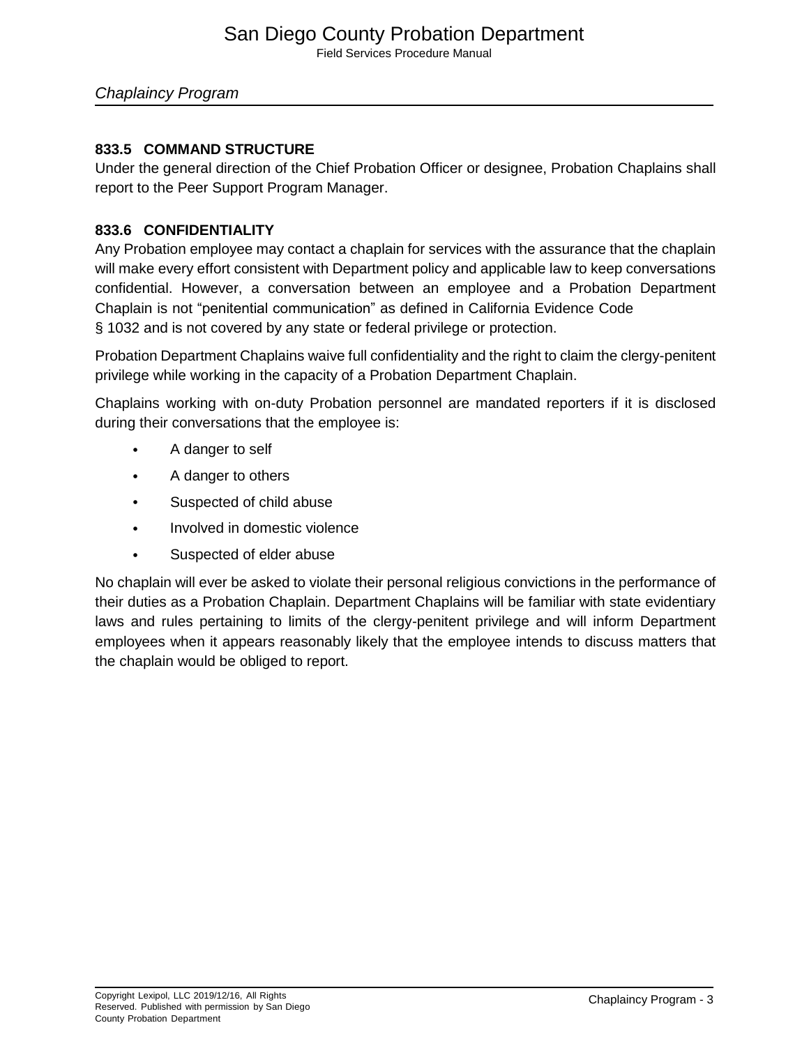### 833.5 COMMAND STRUCTURE

Under the general direction of the Chief Probation Officer or designee, Probation Chaplains shall report to the Peer Support Program Manager.

### 833.6 CONFIDENTIALITY

Any Probation employee may contact a chaplain for services with the assurance that the chaplain will make every effort consistent with Department policy and applicable law to keep conversations confidential. However, a conversation between an employee and a Probation Department Chaplain is not "penitential communication" as defined in California Evidence Code § 1032 and is not covered by any state or federal privilege or protection.

Probation Department Chaplains waive full confidentiality and the right to claim the clergy-penitent privilege while working in the capacity of a Probation Department Chaplain.

Chaplains working with on-duty Probation personnel are mandated reporters if it is disclosed during their conversations that the employee is:

- A danger to self
- A danger to others
- Suspected of child abuse
- Involved in domestic violence
- Suspected of elder abuse

No chaplain will ever be asked to violate their personal religious convictions in the performance of their duties as a Probation Chaplain. Department Chaplains will be familiar with state evidentiary laws and rules pertaining to limits of the clergy-penitent privilege and will inform Department employees when it appears reasonably likely that the employee intends to discuss matters that the chaplain would be obliged to report.